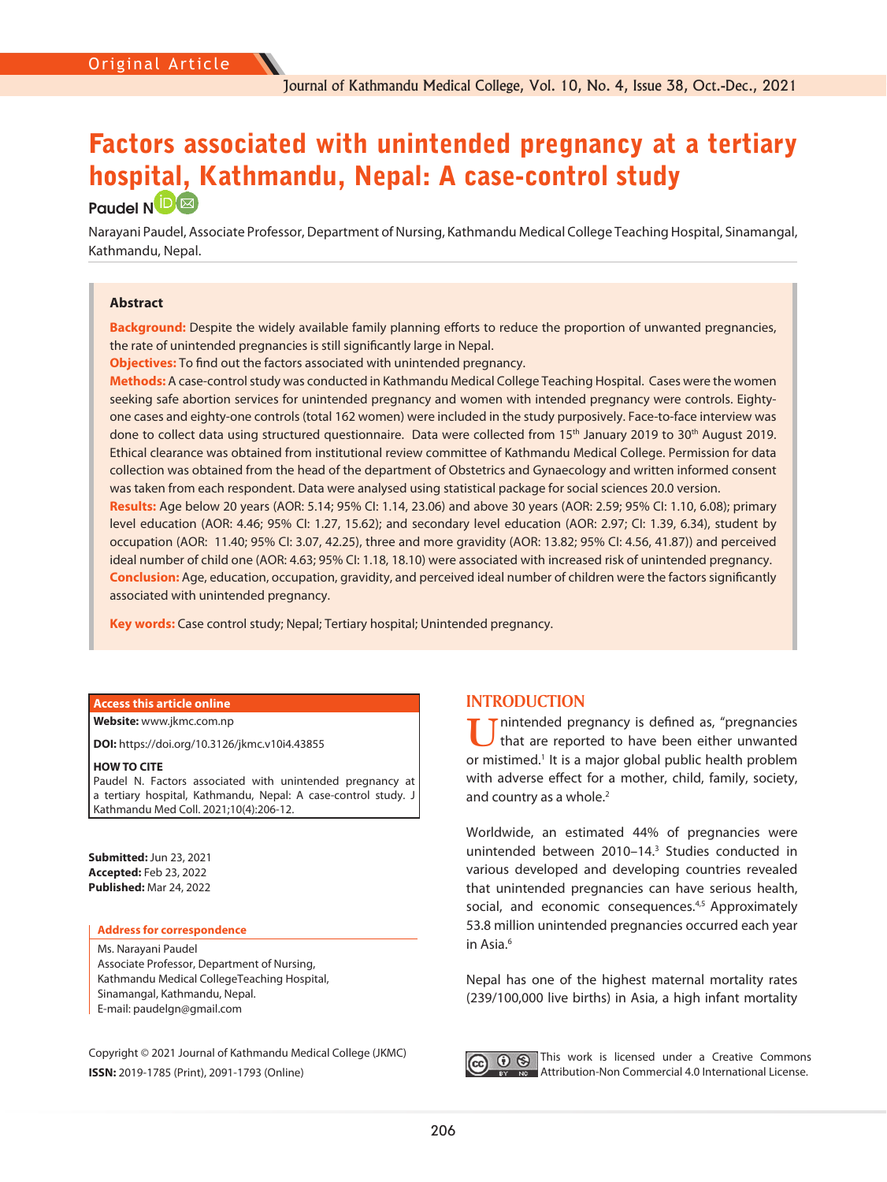Original Article

# Factors associated with unintended pregnancy at a tertiary hospital, Kathmandu, Nepal: A case-control study

**Paudel N**

Narayani Paudel, Associate Professor, Department of Nursing, Kathmandu Medical College Teaching Hospital, Sinamangal, Kathmandu, Nepal.

## Abstract

**Background:** Despite the widely available family planning efforts to reduce the proportion of unwanted pregnancies, the rate of unintended pregnancies is still significantly large in Nepal.

**Objectives:** To find out the factors associated with unintended pregnancy.

**Methods:** A case-control study was conducted in Kathmandu Medical College Teaching Hospital. Cases were the women seeking safe abortion services for unintended pregnancy and women with intended pregnancy were controls. Eighty-one cases and eighty-one controls (total 162 women) were included in the study purposively. Face-to-face interview was done to collect data using structured questionnaire. Data were collected from 15th January 2019 to 30th August 2019. Ethical clearance was obtained from institutional review committee of Kathmandu Medical College. Permission for data collection was obtained from the head of the department of Obstetrics and Gynaecology and written informed consent was taken from each respondent. Data were analysed using statistical package for social sciences 20.0 version.

**Results:** Age below 20 years (AOR: 5.14; 95% CI: 1.14, 23.06) and above 30 years (AOR: 2.59; 95% CI: 1.10, 6.08); primary level education (AOR: 4.46; 95% CI: 1.27, 15.62); and secondary level education (AOR: 2.97; CI: 1.39, 6.34), student by occupation (AOR: 11.40; 95% CI: 3.07, 42.25), three and more gravidity (AOR: 13.82; 95% CI: 4.56, 41.87)) and perceived ideal number of child one (AOR: 4.63; 95% CI: 1.18, 18.10) were associated with increased risk of unintended pregnancy.

**Conclusion:** Age, education, occupation, gravidity, and perceived ideal number of children were the factors significantly associated with unintended pregnancy.

**Key words:** Case control study; Nepal; Tertiary hospital; Unintended pregnancy.

**Access this article online**

**Website:** www.jkmc.com.np

**DOI:** https://doi.org/10.3126/jkmc.v10i4.43855

**HOW TO CITE**

Paudel N. Factors associated with unintended pregnancy at a tertiary hospital, Kathmandu, Nepal: A case-control study. J Kathmandu Med Coll. 2021;10(4):206-12.

**Submitted:** Jun 23, 2021
**Accepted:** Feb 23, 2022
**Published:** Mar 24, 2022

**Address for correspondence**

Ms. Narayani Paudel
Associate Professor, Department of Nursing,
Kathmandu Medical CollegeTeaching Hospital,
Sinamangal, Kathmandu, Nepal.
E-mail: paudelgn@gmail.com

Copyright © 2021 Journal of Kathmandu Medical College (JKMC)
**ISSN:** 2019-1785 (Print), 2091-1793 (Online)

This work is licensed under a Creative Commons Attribution-Non Commercial 4.0 International License.

## INTRODUCTION

Unintended pregnancy is defined as, "pregnancies that are reported to have been either unwanted or mistimed.[1] It is a major global public health problem with adverse effect for a mother, child, family, society, and country as a whole.[2]

Worldwide, an estimated 44% of pregnancies were unintended between 2010–14.[3] Studies conducted in various developed and developing countries revealed that unintended pregnancies can have serious health, social, and economic consequences.[4,5] Approximately 53.8 million unintended pregnancies occurred each year in Asia.[6]

Nepal has one of the highest maternal mortality rates (239/100,000 live births) in Asia, a high infant mortality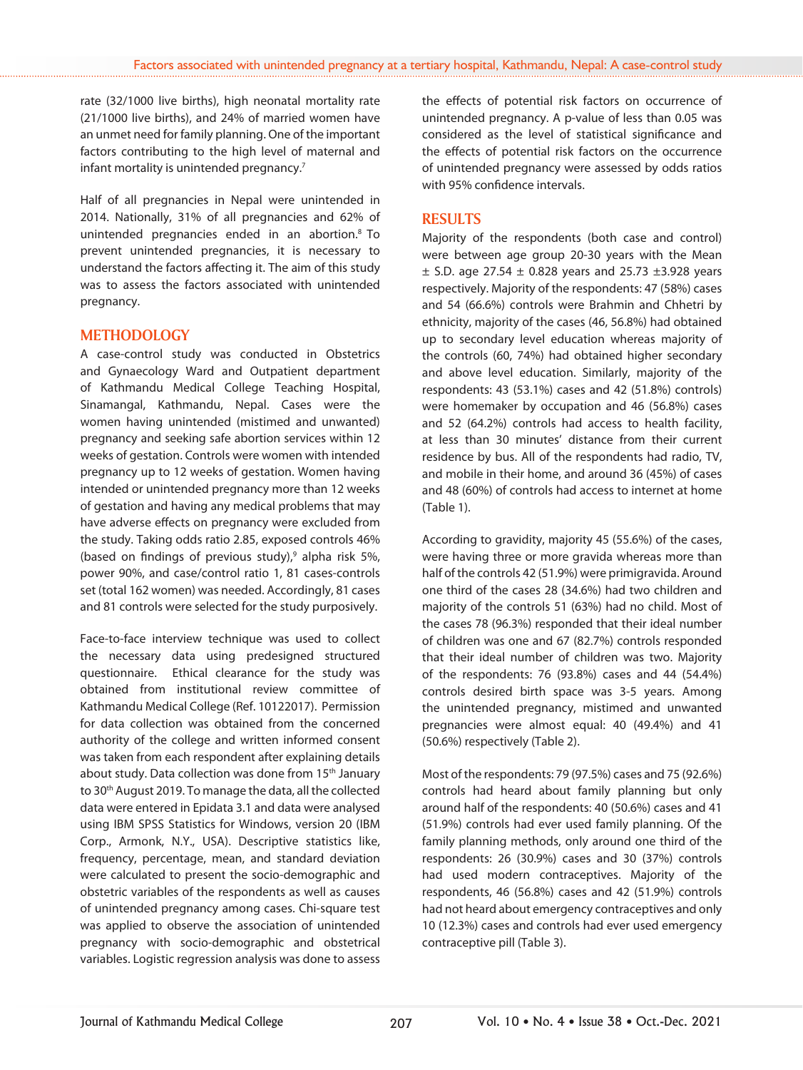rate (32/1000 live births), high neonatal mortality rate (21/1000 live births), and 24% of married women have an unmet need for family planning. One of the important factors contributing to the high level of maternal and infant mortality is unintended pregnancy.[7]

Half of all pregnancies in Nepal were unintended in 2014. Nationally, 31% of all pregnancies and 62% of unintended pregnancies ended in an abortion.[8] To prevent unintended pregnancies, it is necessary to understand the factors affecting it. The aim of this study was to assess the factors associated with unintended pregnancy.

## METHODOLOGY

A case-control study was conducted in Obstetrics and Gynaecology Ward and Outpatient department of Kathmandu Medical College Teaching Hospital, Sinamangal, Kathmandu, Nepal. Cases were the women having unintended (mistimed and unwanted) pregnancy and seeking safe abortion services within 12 weeks of gestation. Controls were women with intended pregnancy up to 12 weeks of gestation. Women having intended or unintended pregnancy more than 12 weeks of gestation and having any medical problems that may have adverse effects on pregnancy were excluded from the study. Taking odds ratio 2.85, exposed controls 46% (based on findings of previous study),[9] alpha risk 5%, power 90%, and case/control ratio 1, 81 cases-controls set (total 162 women) was needed. Accordingly, 81 cases and 81 controls were selected for the study purposively.

Face-to-face interview technique was used to collect the necessary data using predesigned structured questionnaire. Ethical clearance for the study was obtained from institutional review committee of Kathmandu Medical College (Ref. 10122017). Permission for data collection was obtained from the concerned authority of the college and written informed consent was taken from each respondent after explaining details about study. Data collection was done from 15th January to 30th August 2019. To manage the data, all the collected data were entered in Epidata 3.1 and data were analysed using IBM SPSS Statistics for Windows, version 20 (IBM Corp., Armonk, N.Y., USA). Descriptive statistics like, frequency, percentage, mean, and standard deviation were calculated to present the socio-demographic and obstetric variables of the respondents as well as causes of unintended pregnancy among cases. Chi-square test was applied to observe the association of unintended pregnancy with socio-demographic and obstetrical variables. Logistic regression analysis was done to assess the effects of potential risk factors on occurrence of unintended pregnancy. A p-value of less than 0.05 was considered as the level of statistical significance and the effects of potential risk factors on the occurrence of unintended pregnancy were assessed by odds ratios with 95% confidence intervals.

## RESULTS

Majority of the respondents (both case and control) were between age group 20-30 years with the Mean ± S.D. age 27.54 ± 0.828 years and 25.73 ±3.928 years respectively. Majority of the respondents: 47 (58%) cases and 54 (66.6%) controls were Brahmin and Chhetri by ethnicity, majority of the cases (46, 56.8%) had obtained up to secondary level education whereas majority of the controls (60, 74%) had obtained higher secondary and above level education. Similarly, majority of the respondents: 43 (53.1%) cases and 42 (51.8%) controls) were homemaker by occupation and 46 (56.8%) cases and 52 (64.2%) controls had access to health facility, at less than 30 minutes' distance from their current residence by bus. All of the respondents had radio, TV, and mobile in their home, and around 36 (45%) of cases and 48 (60%) of controls had access to internet at home (Table 1).

According to gravidity, majority 45 (55.6%) of the cases, were having three or more gravida whereas more than half of the controls 42 (51.9%) were primigravida. Around one third of the cases 28 (34.6%) had two children and majority of the controls 51 (63%) had no child. Most of the cases 78 (96.3%) responded that their ideal number of children was one and 67 (82.7%) controls responded that their ideal number of children was two. Majority of the respondents: 76 (93.8%) cases and 44 (54.4%) controls desired birth space was 3-5 years. Among the unintended pregnancy, mistimed and unwanted pregnancies were almost equal: 40 (49.4%) and 41 (50.6%) respectively (Table 2).

Most of the respondents: 79 (97.5%) cases and 75 (92.6%) controls had heard about family planning but only around half of the respondents: 40 (50.6%) cases and 41 (51.9%) controls had ever used family planning. Of the family planning methods, only around one third of the respondents: 26 (30.9%) cases and 30 (37%) controls had used modern contraceptives. Majority of the respondents, 46 (56.8%) cases and 42 (51.9%) controls had not heard about emergency contraceptives and only 10 (12.3%) cases and controls had ever used emergency contraceptive pill (Table 3).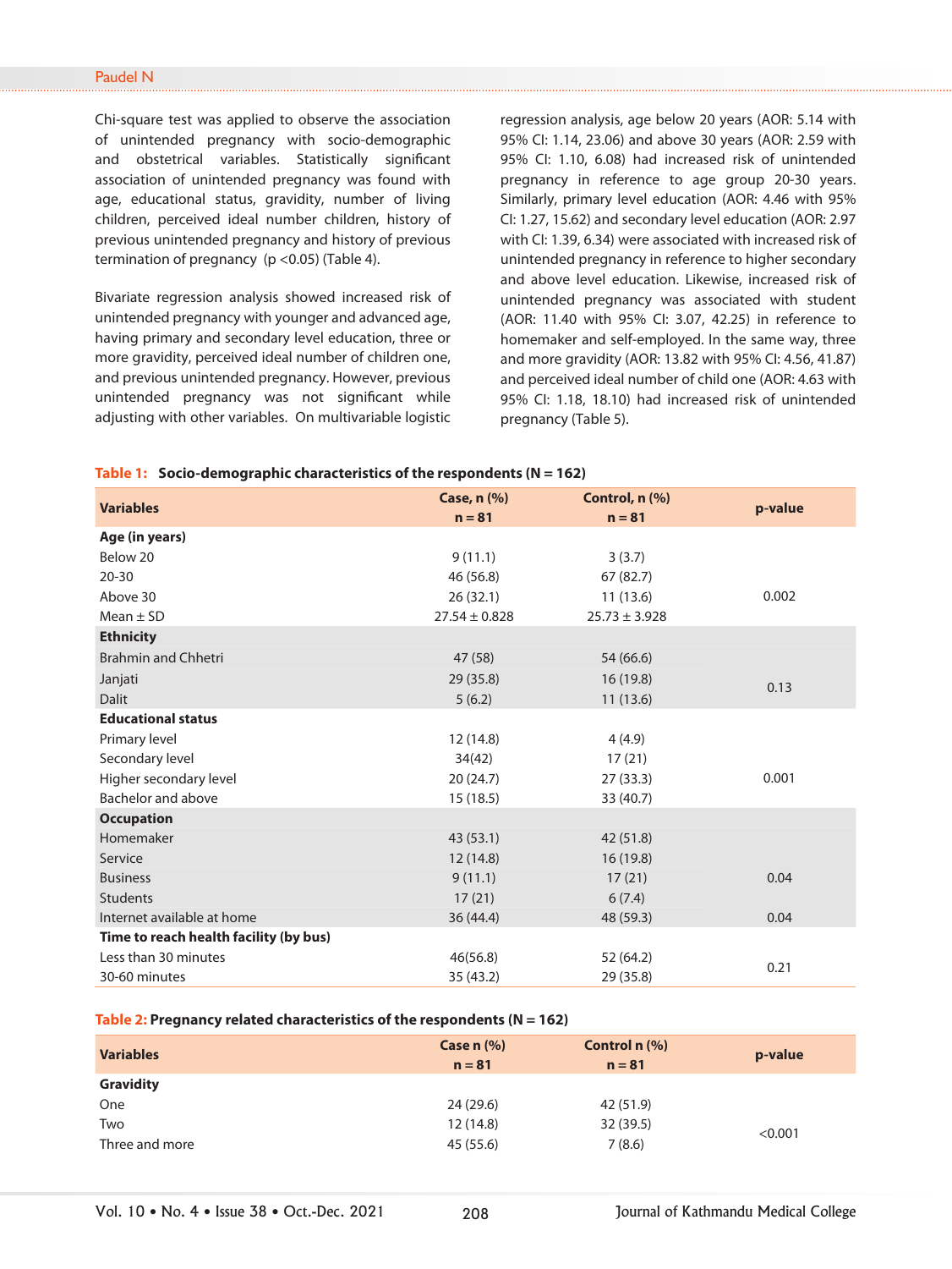Chi-square test was applied to observe the association of unintended pregnancy with socio-demographic and obstetrical variables. Statistically significant association of unintended pregnancy was found with age, educational status, gravidity, number of living children, perceived ideal number children, history of previous unintended pregnancy and history of previous termination of pregnancy ($p < 0.05$) (Table 4).

Bivariate regression analysis showed increased risk of unintended pregnancy with younger and advanced age, having primary and secondary level education, three or more gravidity, perceived ideal number of children one, and previous unintended pregnancy. However, previous unintended pregnancy was not significant while adjusting with other variables. On multivariable logistic regression analysis, age below 20 years (AOR: 5.14 with 95% CI: 1.14, 23.06) and above 30 years (AOR: 2.59 with 95% CI: 1.10, 6.08) had increased risk of unintended pregnancy in reference to age group 20-30 years. Similarly, primary level education (AOR: 4.46 with 95% CI: 1.27, 15.62) and secondary level education (AOR: 2.97 with CI: 1.39, 6.34) were associated with increased risk of unintended pregnancy in reference to higher secondary and above level education. Likewise, increased risk of unintended pregnancy was associated with student (AOR: 11.40 with 95% CI: 3.07, 42.25) in reference to homemaker and self-employed. In the same way, three and more gravidity (AOR: 13.82 with 95% CI: 4.56, 41.87) and perceived ideal number of child one (AOR: 4.63 with 95% CI: 1.18, 18.10) had increased risk of unintended pregnancy (Table 5).

**Table 1: Socio-demographic characteristics of the respondents (N = 162)**

| Variables | Case, n (%) n = 81 | Control, n (%) n = 81 | p-value |
|---|---|---|---|
| **Age (in years)** | | | |
| Below 20 | 9 (11.1) | 3 (3.7) | |
| 20-30 | 46 (56.8) | 67 (82.7) | |
| Above 30 | 26 (32.1) | 11 (13.6) | 0.002 |
| Mean ± SD | 27.54 ± 0.828 | 25.73 ± 3.928 | |
| **Ethnicity** | | | |
| Brahmin and Chhetri | 47 (58) | 54 (66.6) | |
| Janjati | 29 (35.8) | 16 (19.8) | 0.13 |
| Dalit | 5 (6.2) | 11 (13.6) | |
| **Educational status** | | | |
| Primary level | 12 (14.8) | 4 (4.9) | |
| Secondary level | 34(42) | 17 (21) | |
| Higher secondary level | 20 (24.7) | 27 (33.3) | 0.001 |
| Bachelor and above | 15 (18.5) | 33 (40.7) | |
| **Occupation** | | | |
| Homemaker | 43 (53.1) | 42 (51.8) | |
| Service | 12 (14.8) | 16 (19.8) | |
| Business | 9 (11.1) | 17 (21) | 0.04 |
| Students | 17 (21) | 6 (7.4) | |
| Internet available at home | 36 (44.4) | 48 (59.3) | 0.04 |
| **Time to reach health facility (by bus)** | | | |
| Less than 30 minutes | 46(56.8) | 52 (64.2) | 0.21 |
| 30-60 minutes | 35 (43.2) | 29 (35.8) | |

**Table 2: Pregnancy related characteristics of the respondents (N = 162)**

| Variables | Case n (%) n = 81 | Control n (%) n = 81 | p-value |
|---|---|---|---|
| **Gravidity** | | | |
| One | 24 (29.6) | 42 (51.9) | |
| Two | 12 (14.8) | 32 (39.5) | <0.001 |
| Three and more | 45 (55.6) | 7 (8.6) | |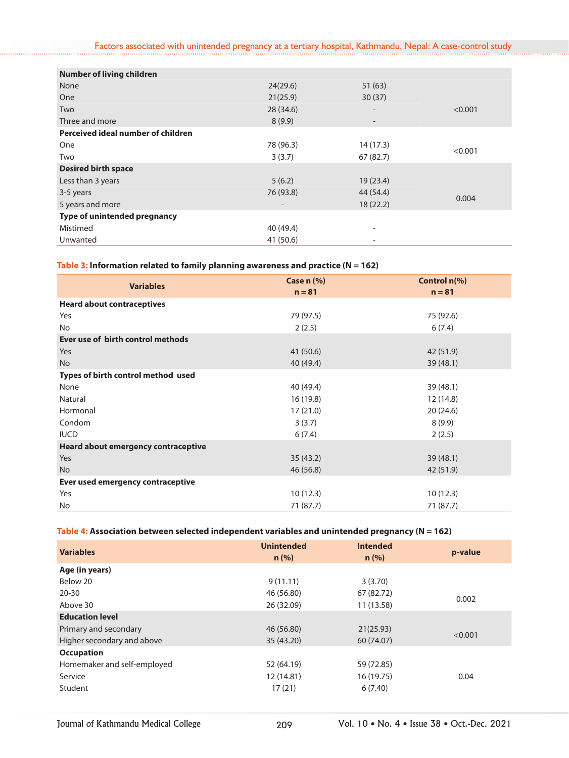| | | | |
|---|---|---|---|
| **Number of living children** | | | |
| None | 24(29.6) | 51 (63) | <0.001 |
| One | 21(25.9) | 30 (37) | |
| Two | 28 (34.6) | - | |
| Three and more | 8 (9.9) | - | |
| **Perceived ideal number of children** | | | |
| One | 78 (96.3) | 14 (17.3) | <0.001 |
| Two | 3 (3.7) | 67 (82.7) | |
| **Desired birth space** | | | |
| Less than 3 years | 5 (6.2) | 19 (23.4) | 0.004 |
| 3-5 years | 76 (93.8) | 44 (54.4) | |
| 5 years and more | - | 18 (22.2) | |
| **Type of unintended pregnancy** | | | |
| Mistimed | 40 (49.4) | - | |
| Unwanted | 41 (50.6) | - | |

**Table 3: Information related to family planning awareness and practice (N = 162)**

| Variables | Case n (%) n = 81 | Control n(%) n = 81 |
|---|---|---|
| **Heard about contraceptives** | | |
| Yes | 79 (97.5) | 75 (92.6) |
| No | 2 (2.5) | 6 (7.4) |
| **Ever use of birth control methods** | | |
| Yes | 41 (50.6) | 42 (51.9) |
| No | 40 (49.4) | 39 (48.1) |
| **Types of birth control method used** | | |
| None | 40 (49.4) | 39 (48.1) |
| Natural | 16 (19.8) | 12 (14.8) |
| Hormonal | 17 (21.0) | 20 (24.6) |
| Condom | 3 (3.7) | 8 (9.9) |
| IUCD | 6 (7.4) | 2 (2.5) |
| **Heard about emergency contraceptive** | | |
| Yes | 35 (43.2) | 39 (48.1) |
| No | 46 (56.8) | 42 (51.9) |
| **Ever used emergency contraceptive** | | |
| Yes | 10 (12.3) | 10 (12.3) |
| No | 71 (87.7) | 71 (87.7) |

**Table 4: Association between selected independent variables and unintended pregnancy (N = 162)**

| Variables | Unintended n (%) | Intended n (%) | p-value |
|---|---|---|---|
| **Age (in years)** | | | |
| Below 20 | 9 (11.11) | 3 (3.70) | 0.002 |
| 20-30 | 46 (56.80) | 67 (82.72) | |
| Above 30 | 26 (32.09) | 11 (13.58) | |
| **Education level** | | | |
| Primary and secondary | 46 (56.80) | 21(25.93) | <0.001 |
| Higher secondary and above | 35 (43.20) | 60 (74.07) | |
| **Occupation** | | | |
| Homemaker and self-employed | 52 (64.19) | 59 (72.85) | 0.04 |
| Service | 12 (14.81) | 16 (19.75) | |
| Student | 17 (21) | 6 (7.40) | |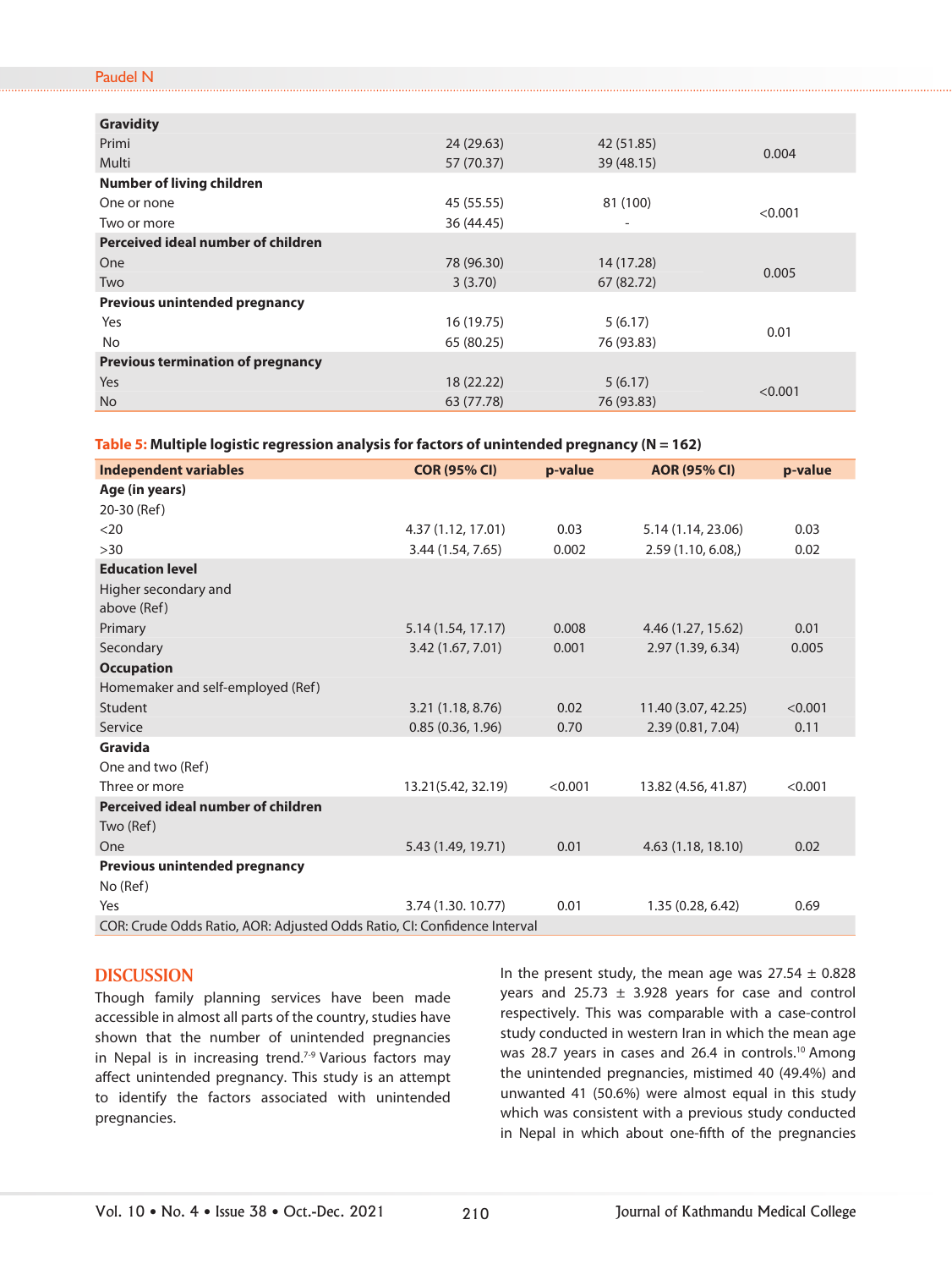| | | | |
|---|---|---|---|
| **Gravidity** | | | |
| Primi | 24 (29.63) | 42 (51.85) | 0.004 |
| Multi | 57 (70.37) | 39 (48.15) | |
| **Number of living children** | | | |
| One or none | 45 (55.55) | 81 (100) | <0.001 |
| Two or more | 36 (44.45) | - | |
| **Perceived ideal number of children** | | | |
| One | 78 (96.30) | 14 (17.28) | 0.005 |
| Two | 3 (3.70) | 67 (82.72) | |
| **Previous unintended pregnancy** | | | |
| Yes | 16 (19.75) | 5 (6.17) | 0.01 |
| No | 65 (80.25) | 76 (93.83) | |
| **Previous termination of pregnancy** | | | |
| Yes | 18 (22.22) | 5 (6.17) | <0.001 |
| No | 63 (77.78) | 76 (93.83) | |

**Table 5: Multiple logistic regression analysis for factors of unintended pregnancy (N = 162)**

| Independent variables | COR (95% CI) | p-value | AOR (95% CI) | p-value |
|---|---|---|---|---|
| **Age (in years)** | | | | |
| 20-30 (Ref) | | | | |
| <20 | 4.37 (1.12, 17.01) | 0.03 | 5.14 (1.14, 23.06) | 0.03 |
| >30 | 3.44 (1.54, 7.65) | 0.002 | 2.59 (1.10, 6.08,) | 0.02 |
| **Education level** | | | | |
| Higher secondary and above (Ref) | | | | |
| Primary | 5.14 (1.54, 17.17) | 0.008 | 4.46 (1.27, 15.62) | 0.01 |
| Secondary | 3.42 (1.67, 7.01) | 0.001 | 2.97 (1.39, 6.34) | 0.005 |
| **Occupation** | | | | |
| Homemaker and self-employed (Ref) | | | | |
| Student | 3.21 (1.18, 8.76) | 0.02 | 11.40 (3.07, 42.25) | <0.001 |
| Service | 0.85 (0.36, 1.96) | 0.70 | 2.39 (0.81, 7.04) | 0.11 |
| **Gravida** | | | | |
| One and two (Ref) | | | | |
| Three or more | 13.21(5.42, 32.19) | <0.001 | 13.82 (4.56, 41.87) | <0.001 |
| **Perceived ideal number of children** | | | | |
| Two (Ref) | | | | |
| One | 5.43 (1.49, 19.71) | 0.01 | 4.63 (1.18, 18.10) | 0.02 |
| **Previous unintended pregnancy** | | | | |
| No (Ref) | | | | |
| Yes | 3.74 (1.30. 10.77) | 0.01 | 1.35 (0.28, 6.42) | 0.69 |

COR: Crude Odds Ratio, AOR: Adjusted Odds Ratio, CI: Confidence Interval

## DISCUSSION

Though family planning services have been made accessible in almost all parts of the country, studies have shown that the number of unintended pregnancies in Nepal is in increasing trend.[7-9] Various factors may affect unintended pregnancy. This study is an attempt to identify the factors associated with unintended pregnancies.

In the present study, the mean age was 27.54 ± 0.828 years and 25.73 ± 3.928 years for case and control respectively. This was comparable with a case-control study conducted in western Iran in which the mean age was 28.7 years in cases and 26.4 in controls.[10] Among the unintended pregnancies, mistimed 40 (49.4%) and unwanted 41 (50.6%) were almost equal in this study which was consistent with a previous study conducted in Nepal in which about one-fifth of the pregnancies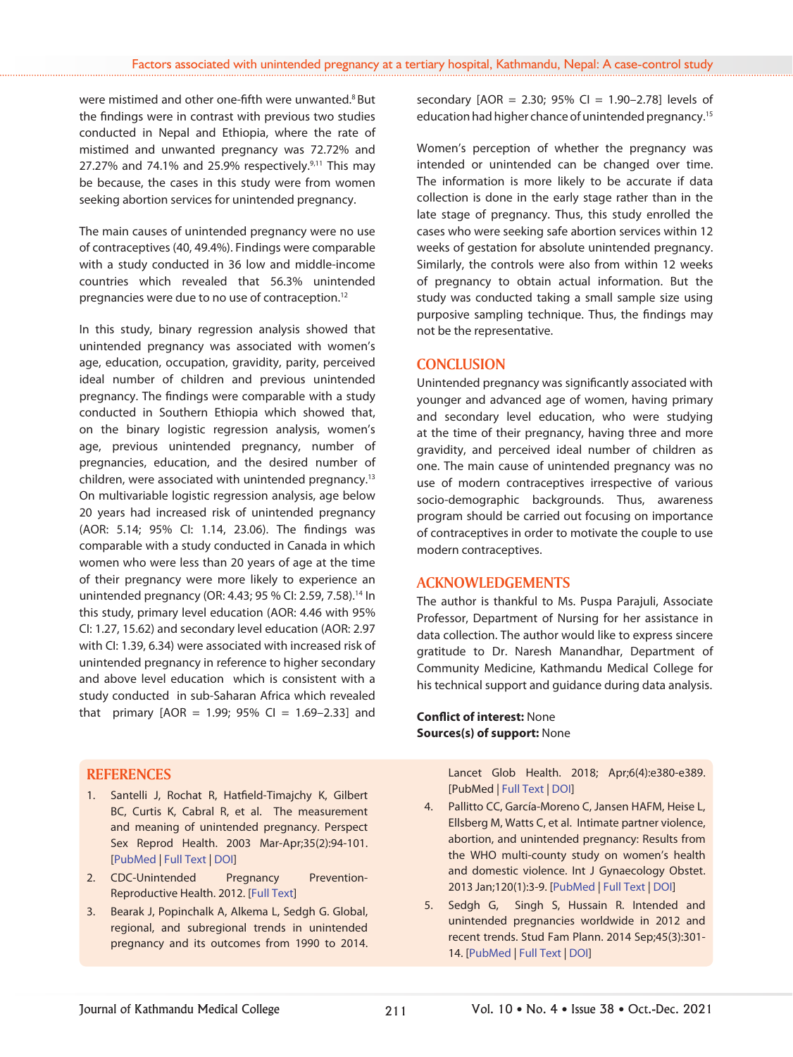were mistimed and other one-fifth were unwanted.[8] But the findings were in contrast with previous two studies conducted in Nepal and Ethiopia, where the rate of mistimed and unwanted pregnancy was 72.72% and 27.27% and 74.1% and 25.9% respectively.[9,11] This may be because, the cases in this study were from women seeking abortion services for unintended pregnancy.

The main causes of unintended pregnancy were no use of contraceptives (40, 49.4%). Findings were comparable with a study conducted in 36 low and middle-income countries which revealed that 56.3% unintended pregnancies were due to no use of contraception.[12]

In this study, binary regression analysis showed that unintended pregnancy was associated with women's age, education, occupation, gravidity, parity, perceived ideal number of children and previous unintended pregnancy. The findings were comparable with a study conducted in Southern Ethiopia which showed that, on the binary logistic regression analysis, women's age, previous unintended pregnancy, number of pregnancies, education, and the desired number of children, were associated with unintended pregnancy.[13] On multivariable logistic regression analysis, age below 20 years had increased risk of unintended pregnancy (AOR: 5.14; 95% CI: 1.14, 23.06). The findings was comparable with a study conducted in Canada in which women who were less than 20 years of age at the time of their pregnancy were more likely to experience an unintended pregnancy (OR: 4.43; 95 % CI: 2.59, 7.58).[14] In this study, primary level education (AOR: 4.46 with 95% CI: 1.27, 15.62) and secondary level education (AOR: 2.97 with CI: 1.39, 6.34) were associated with increased risk of unintended pregnancy in reference to higher secondary and above level education which is consistent with a study conducted in sub-Saharan Africa which revealed that primary [AOR = 1.99; 95% CI = 1.69–2.33] and secondary [AOR = 2.30; 95% CI = 1.90–2.78] levels of education had higher chance of unintended pregnancy.[15]

Women's perception of whether the pregnancy was intended or unintended can be changed over time. The information is more likely to be accurate if data collection is done in the early stage rather than in the late stage of pregnancy. Thus, this study enrolled the cases who were seeking safe abortion services within 12 weeks of gestation for absolute unintended pregnancy. Similarly, the controls were also from within 12 weeks of pregnancy to obtain actual information. But the study was conducted taking a small sample size using purposive sampling technique. Thus, the findings may not be the representative.

## CONCLUSION

Unintended pregnancy was significantly associated with younger and advanced age of women, having primary and secondary level education, who were studying at the time of their pregnancy, having three and more gravidity, and perceived ideal number of children as one. The main cause of unintended pregnancy was no use of modern contraceptives irrespective of various socio-demographic backgrounds. Thus, awareness program should be carried out focusing on importance of contraceptives in order to motivate the couple to use modern contraceptives.

## ACKNOWLEDGEMENTS

The author is thankful to Ms. Puspa Parajuli, Associate Professor, Department of Nursing for her assistance in data collection. The author would like to express sincere gratitude to Dr. Naresh Manandhar, Department of Community Medicine, Kathmandu Medical College for his technical support and guidance during data analysis.

**Conflict of interest:** None
**Sources(s) of support:** None

## REFERENCES

1. Santelli J, Rochat R, Hatfield-Timajchy K, Gilbert BC, Curtis K, Cabral R, et al. The measurement and meaning of unintended pregnancy. Perspect Sex Reprod Health. 2003 Mar-Apr;35(2):94-101. [PubMed | Full Text | DOI]
2. CDC-Unintended Pregnancy Prevention-Reproductive Health. 2012. [Full Text]
3. Bearak J, Popinchalk A, Alkema L, Sedgh G. Global, regional, and subregional trends in unintended pregnancy and its outcomes from 1990 to 2014. Lancet Glob Health. 2018; Apr;6(4):e380-e389. [PubMed | Full Text | DOI]
4. Pallitto CC, García-Moreno C, Jansen HAFM, Heise L, Ellsberg M, Watts C, et al. Intimate partner violence, abortion, and unintended pregnancy: Results from the WHO multi-county study on women's health and domestic violence. Int J Gynaecology Obstet. 2013 Jan;120(1):3-9. [PubMed | Full Text | DOI]
5. Sedgh G, Singh S, Hussain R. Intended and unintended pregnancies worldwide in 2012 and recent trends. Stud Fam Plann. 2014 Sep;45(3):301-14. [PubMed | Full Text | DOI]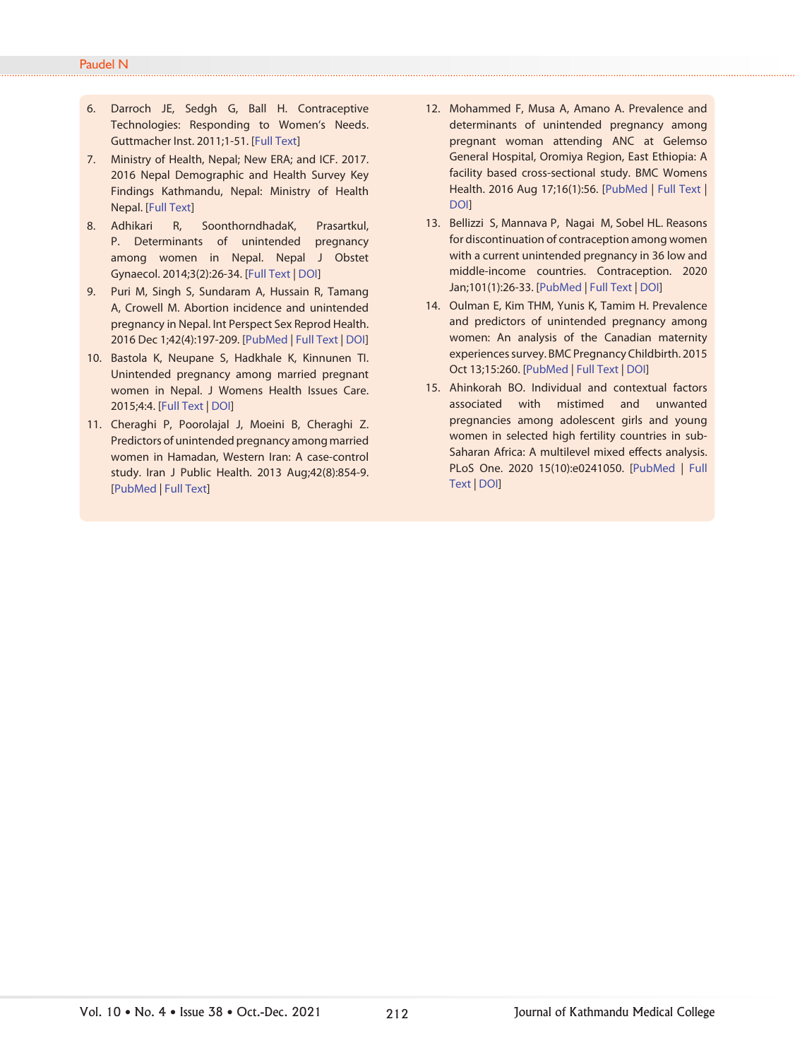6. Darroch JE, Sedgh G, Ball H. Contraceptive Technologies: Responding to Women's Needs. Guttmacher Inst. 2011;1-51. [Full Text]
7. Ministry of Health, Nepal; New ERA; and ICF. 2017. 2016 Nepal Demographic and Health Survey Key Findings Kathmandu, Nepal: Ministry of Health Nepal. [Full Text]
8. Adhikari R, SoonthorndhadaK, Prasartkul, P. Determinants of unintended pregnancy among women in Nepal. Nepal J Obstet Gynaecol. 2014;3(2):26-34. [Full Text | DOI]
9. Puri M, Singh S, Sundaram A, Hussain R, Tamang A, Crowell M. Abortion incidence and unintended pregnancy in Nepal. Int Perspect Sex Reprod Health. 2016 Dec 1;42(4):197-209. [PubMed | Full Text | DOI]
10. Bastola K, Neupane S, Hadkhale K, Kinnunen TI. Unintended pregnancy among married pregnant women in Nepal. J Womens Health Issues Care. 2015;4:4. [Full Text | DOI]
11. Cheraghi P, Poorolajal J, Moeini B, Cheraghi Z. Predictors of unintended pregnancy among married women in Hamadan, Western Iran: A case-control study. Iran J Public Health. 2013 Aug;42(8):854-9. [PubMed | Full Text]
12. Mohammed F, Musa A, Amano A. Prevalence and determinants of unintended pregnancy among pregnant woman attending ANC at Gelemso General Hospital, Oromiya Region, East Ethiopia: A facility based cross-sectional study. BMC Womens Health. 2016 Aug 17;16(1):56. [PubMed | Full Text | DOI]
13. Bellizzi S, Mannava P, Nagai M, Sobel HL. Reasons for discontinuation of contraception among women with a current unintended pregnancy in 36 low and middle-income countries. Contraception. 2020 Jan;101(1):26-33. [PubMed | Full Text | DOI]
14. Oulman E, Kim THM, Yunis K, Tamim H. Prevalence and predictors of unintended pregnancy among women: An analysis of the Canadian maternity experiences survey. BMC Pregnancy Childbirth. 2015 Oct 13;15:260. [PubMed | Full Text | DOI]
15. Ahinkorah BO. Individual and contextual factors associated with mistimed and unwanted pregnancies among adolescent girls and young women in selected high fertility countries in sub-Saharan Africa: A multilevel mixed effects analysis. PLoS One. 2020 15(10):e0241050. [PubMed | Full Text | DOI]